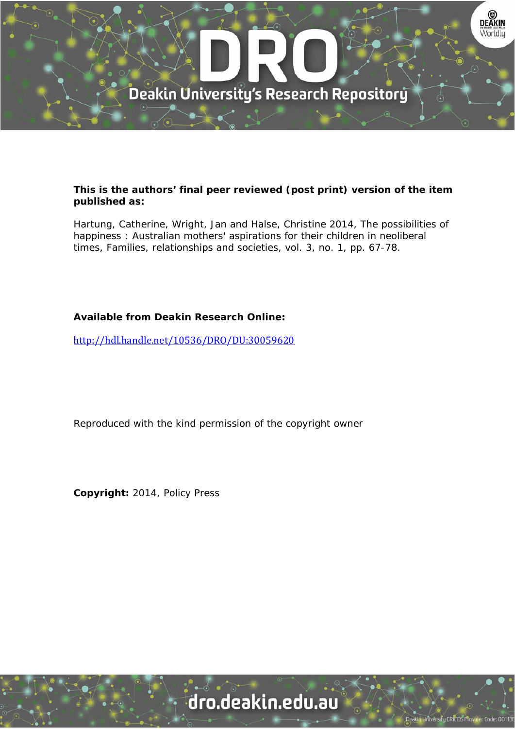**This is the authors' final peer reviewed (post print) version of the item published as:**

Hartung, Catherine, Wright, Jan and Halse, Christine 2014, The possibilities of happiness : Australian mothers' aspirations for their children in neoliberal times, Families, relationships and societies, vol. 3, no. 1, pp. 67-78.

**Available from Deakin Research Online:**

http://hdl.handle.net/10536/DRO/DU:30059620

Reproduced with the kind permission of the copyright owner

**Copyright:** 2014, Policy Press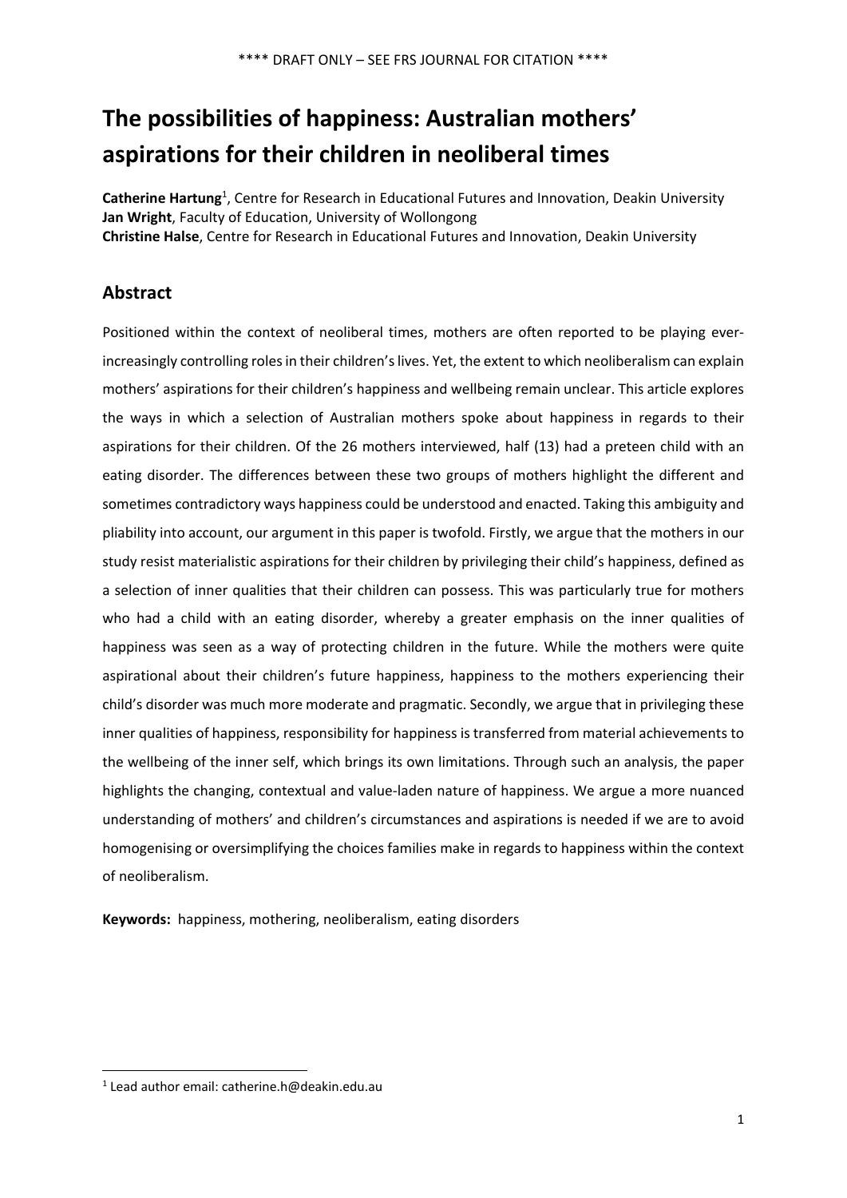# The possibilities of happiness: Australian mothers' aspirations for their children in neoliberal times

**Catherine Hartung**[1], Centre for Research in Educational Futures and Innovation, Deakin University
**Jan Wright**, Faculty of Education, University of Wollongong
**Christine Halse**, Centre for Research in Educational Futures and Innovation, Deakin University

## Abstract

Positioned within the context of neoliberal times, mothers are often reported to be playing ever-increasingly controlling roles in their children's lives. Yet, the extent to which neoliberalism can explain mothers' aspirations for their children's happiness and wellbeing remain unclear. This article explores the ways in which a selection of Australian mothers spoke about happiness in regards to their aspirations for their children. Of the 26 mothers interviewed, half (13) had a preteen child with an eating disorder. The differences between these two groups of mothers highlight the different and sometimes contradictory ways happiness could be understood and enacted. Taking this ambiguity and pliability into account, our argument in this paper is twofold. Firstly, we argue that the mothers in our study resist materialistic aspirations for their children by privileging their child's happiness, defined as a selection of inner qualities that their children can possess. This was particularly true for mothers who had a child with an eating disorder, whereby a greater emphasis on the inner qualities of happiness was seen as a way of protecting children in the future. While the mothers were quite aspirational about their children's future happiness, happiness to the mothers experiencing their child's disorder was much more moderate and pragmatic. Secondly, we argue that in privileging these inner qualities of happiness, responsibility for happiness is transferred from material achievements to the wellbeing of the inner self, which brings its own limitations. Through such an analysis, the paper highlights the changing, contextual and value-laden nature of happiness. We argue a more nuanced understanding of mothers' and children's circumstances and aspirations is needed if we are to avoid homogenising or oversimplifying the choices families make in regards to happiness within the context of neoliberalism.

**Keywords:** happiness, mothering, neoliberalism, eating disorders

[1] Lead author email: catherine.h@deakin.edu.au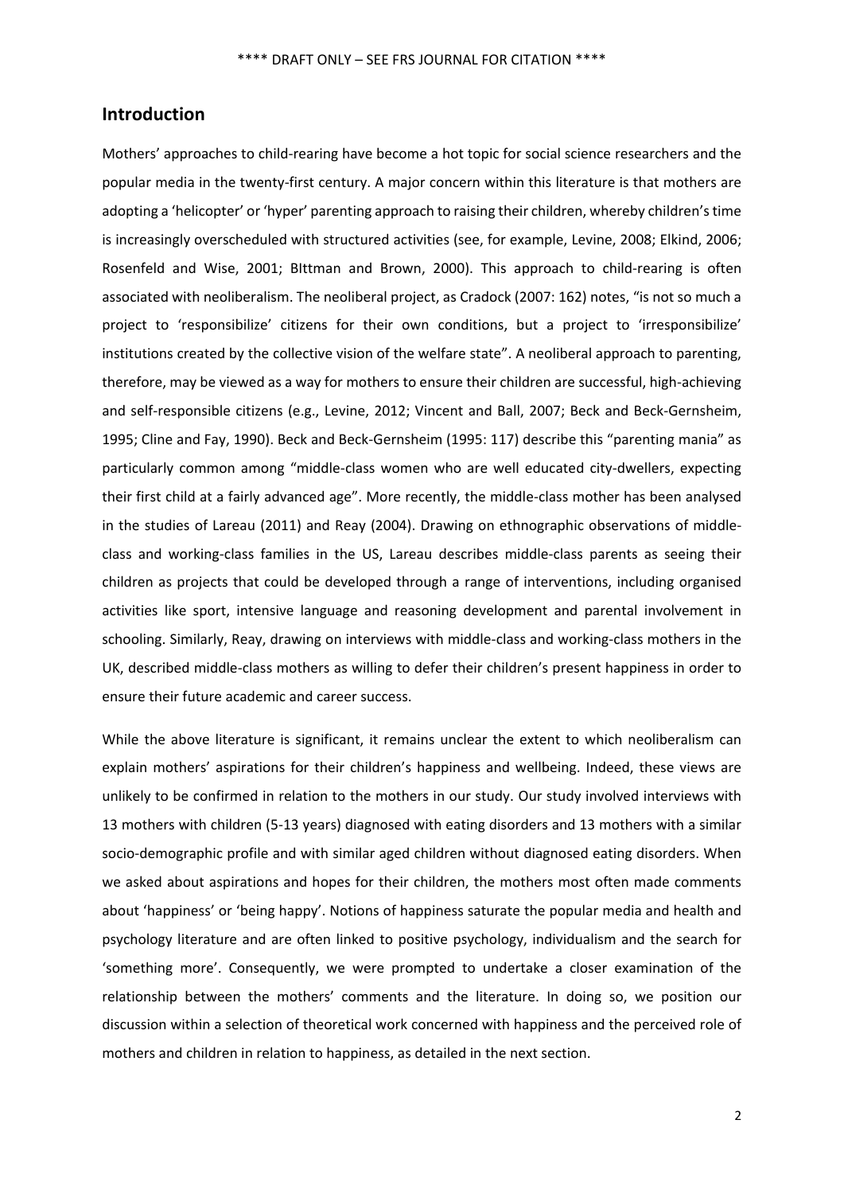## Introduction

Mothers' approaches to child-rearing have become a hot topic for social science researchers and the popular media in the twenty-first century. A major concern within this literature is that mothers are adopting a 'helicopter' or 'hyper' parenting approach to raising their children, whereby children's time is increasingly overscheduled with structured activities (see, for example, Levine, 2008; Elkind, 2006; Rosenfeld and Wise, 2001; BIttman and Brown, 2000). This approach to child-rearing is often associated with neoliberalism. The neoliberal project, as Cradock (2007: 162) notes, "is not so much a project to 'responsibilize' citizens for their own conditions, but a project to 'irresponsibilize' institutions created by the collective vision of the welfare state". A neoliberal approach to parenting, therefore, may be viewed as a way for mothers to ensure their children are successful, high-achieving and self-responsible citizens (e.g., Levine, 2012; Vincent and Ball, 2007; Beck and Beck-Gernsheim, 1995; Cline and Fay, 1990). Beck and Beck-Gernsheim (1995: 117) describe this "parenting mania" as particularly common among "middle-class women who are well educated city-dwellers, expecting their first child at a fairly advanced age". More recently, the middle-class mother has been analysed in the studies of Lareau (2011) and Reay (2004). Drawing on ethnographic observations of middle-class and working-class families in the US, Lareau describes middle-class parents as seeing their children as projects that could be developed through a range of interventions, including organised activities like sport, intensive language and reasoning development and parental involvement in schooling. Similarly, Reay, drawing on interviews with middle-class and working-class mothers in the UK, described middle-class mothers as willing to defer their children's present happiness in order to ensure their future academic and career success.

While the above literature is significant, it remains unclear the extent to which neoliberalism can explain mothers' aspirations for their children's happiness and wellbeing. Indeed, these views are unlikely to be confirmed in relation to the mothers in our study. Our study involved interviews with 13 mothers with children (5-13 years) diagnosed with eating disorders and 13 mothers with a similar socio-demographic profile and with similar aged children without diagnosed eating disorders. When we asked about aspirations and hopes for their children, the mothers most often made comments about 'happiness' or 'being happy'. Notions of happiness saturate the popular media and health and psychology literature and are often linked to positive psychology, individualism and the search for 'something more'. Consequently, we were prompted to undertake a closer examination of the relationship between the mothers' comments and the literature. In doing so, we position our discussion within a selection of theoretical work concerned with happiness and the perceived role of mothers and children in relation to happiness, as detailed in the next section.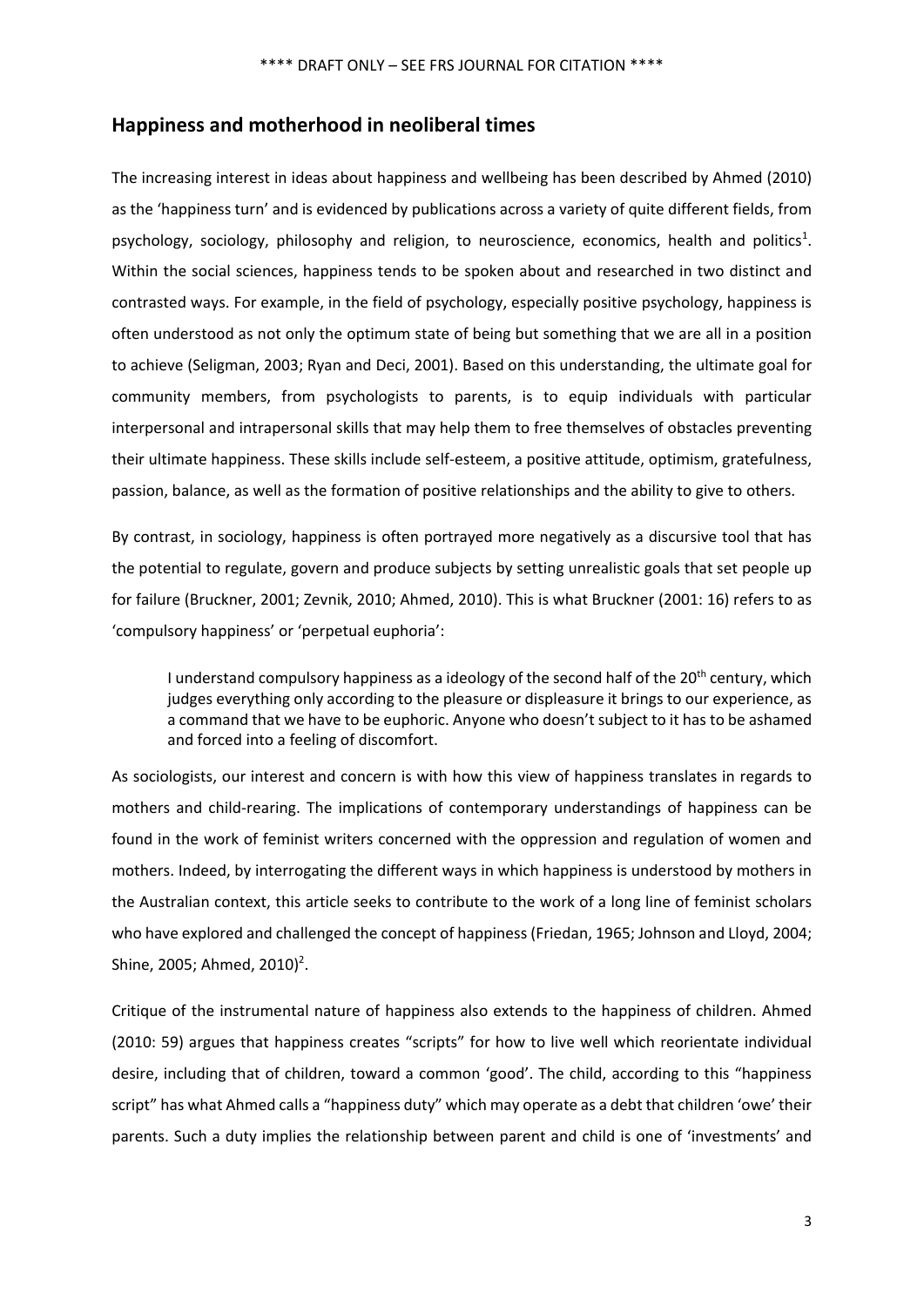## Happiness and motherhood in neoliberal times

The increasing interest in ideas about happiness and wellbeing has been described by Ahmed (2010) as the 'happiness turn' and is evidenced by publications across a variety of quite different fields, from psychology, sociology, philosophy and religion, to neuroscience, economics, health and politics[1]. Within the social sciences, happiness tends to be spoken about and researched in two distinct and contrasted ways. For example, in the field of psychology, especially positive psychology, happiness is often understood as not only the optimum state of being but something that we are all in a position to achieve (Seligman, 2003; Ryan and Deci, 2001). Based on this understanding, the ultimate goal for community members, from psychologists to parents, is to equip individuals with particular interpersonal and intrapersonal skills that may help them to free themselves of obstacles preventing their ultimate happiness. These skills include self-esteem, a positive attitude, optimism, gratefulness, passion, balance, as well as the formation of positive relationships and the ability to give to others.

By contrast, in sociology, happiness is often portrayed more negatively as a discursive tool that has the potential to regulate, govern and produce subjects by setting unrealistic goals that set people up for failure (Bruckner, 2001; Zevnik, 2010; Ahmed, 2010). This is what Bruckner (2001: 16) refers to as 'compulsory happiness' or 'perpetual euphoria':

> I understand compulsory happiness as a ideology of the second half of the 20th century, which judges everything only according to the pleasure or displeasure it brings to our experience, as a command that we have to be euphoric. Anyone who doesn't subject to it has to be ashamed and forced into a feeling of discomfort.

As sociologists, our interest and concern is with how this view of happiness translates in regards to mothers and child-rearing. The implications of contemporary understandings of happiness can be found in the work of feminist writers concerned with the oppression and regulation of women and mothers. Indeed, by interrogating the different ways in which happiness is understood by mothers in the Australian context, this article seeks to contribute to the work of a long line of feminist scholars who have explored and challenged the concept of happiness (Friedan, 1965; Johnson and Lloyd, 2004; Shine, 2005; Ahmed, 2010)[2].

Critique of the instrumental nature of happiness also extends to the happiness of children. Ahmed (2010: 59) argues that happiness creates "scripts" for how to live well which reorientate individual desire, including that of children, toward a common 'good'. The child, according to this "happiness script" has what Ahmed calls a "happiness duty" which may operate as a debt that children 'owe' their parents. Such a duty implies the relationship between parent and child is one of 'investments' and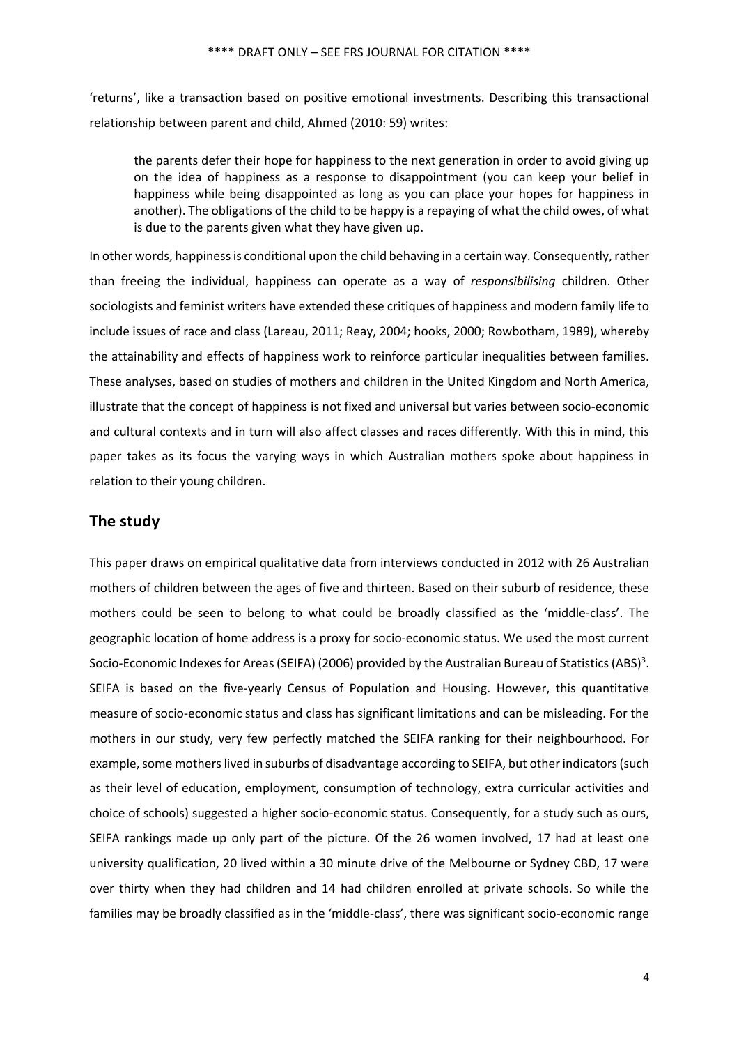'returns', like a transaction based on positive emotional investments. Describing this transactional relationship between parent and child, Ahmed (2010: 59) writes:

> the parents defer their hope for happiness to the next generation in order to avoid giving up on the idea of happiness as a response to disappointment (you can keep your belief in happiness while being disappointed as long as you can place your hopes for happiness in another). The obligations of the child to be happy is a repaying of what the child owes, of what is due to the parents given what they have given up.

In other words, happiness is conditional upon the child behaving in a certain way. Consequently, rather than freeing the individual, happiness can operate as a way of *responsibilising* children. Other sociologists and feminist writers have extended these critiques of happiness and modern family life to include issues of race and class (Lareau, 2011; Reay, 2004; hooks, 2000; Rowbotham, 1989), whereby the attainability and effects of happiness work to reinforce particular inequalities between families. These analyses, based on studies of mothers and children in the United Kingdom and North America, illustrate that the concept of happiness is not fixed and universal but varies between socio-economic and cultural contexts and in turn will also affect classes and races differently. With this in mind, this paper takes as its focus the varying ways in which Australian mothers spoke about happiness in relation to their young children.

## The study

This paper draws on empirical qualitative data from interviews conducted in 2012 with 26 Australian mothers of children between the ages of five and thirteen. Based on their suburb of residence, these mothers could be seen to belong to what could be broadly classified as the 'middle-class'. The geographic location of home address is a proxy for socio-economic status. We used the most current Socio-Economic Indexes for Areas (SEIFA) (2006) provided by the Australian Bureau of Statistics (ABS)[3]. SEIFA is based on the five-yearly Census of Population and Housing. However, this quantitative measure of socio-economic status and class has significant limitations and can be misleading. For the mothers in our study, very few perfectly matched the SEIFA ranking for their neighbourhood. For example, some mothers lived in suburbs of disadvantage according to SEIFA, but other indicators (such as their level of education, employment, consumption of technology, extra curricular activities and choice of schools) suggested a higher socio-economic status. Consequently, for a study such as ours, SEIFA rankings made up only part of the picture. Of the 26 women involved, 17 had at least one university qualification, 20 lived within a 30 minute drive of the Melbourne or Sydney CBD, 17 were over thirty when they had children and 14 had children enrolled at private schools. So while the families may be broadly classified as in the 'middle-class', there was significant socio-economic range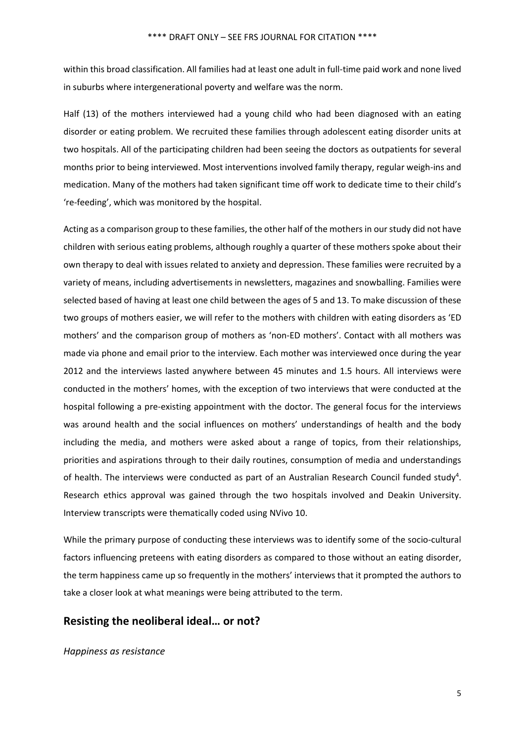within this broad classification. All families had at least one adult in full-time paid work and none lived in suburbs where intergenerational poverty and welfare was the norm.

Half (13) of the mothers interviewed had a young child who had been diagnosed with an eating disorder or eating problem. We recruited these families through adolescent eating disorder units at two hospitals. All of the participating children had been seeing the doctors as outpatients for several months prior to being interviewed. Most interventions involved family therapy, regular weigh-ins and medication. Many of the mothers had taken significant time off work to dedicate time to their child's 're-feeding', which was monitored by the hospital.

Acting as a comparison group to these families, the other half of the mothers in our study did not have children with serious eating problems, although roughly a quarter of these mothers spoke about their own therapy to deal with issues related to anxiety and depression. These families were recruited by a variety of means, including advertisements in newsletters, magazines and snowballing. Families were selected based of having at least one child between the ages of 5 and 13. To make discussion of these two groups of mothers easier, we will refer to the mothers with children with eating disorders as 'ED mothers' and the comparison group of mothers as 'non-ED mothers'. Contact with all mothers was made via phone and email prior to the interview. Each mother was interviewed once during the year 2012 and the interviews lasted anywhere between 45 minutes and 1.5 hours. All interviews were conducted in the mothers' homes, with the exception of two interviews that were conducted at the hospital following a pre-existing appointment with the doctor. The general focus for the interviews was around health and the social influences on mothers' understandings of health and the body including the media, and mothers were asked about a range of topics, from their relationships, priorities and aspirations through to their daily routines, consumption of media and understandings of health. The interviews were conducted as part of an Australian Research Council funded study[4]. Research ethics approval was gained through the two hospitals involved and Deakin University. Interview transcripts were thematically coded using NVivo 10.

While the primary purpose of conducting these interviews was to identify some of the socio-cultural factors influencing preteens with eating disorders as compared to those without an eating disorder, the term happiness came up so frequently in the mothers' interviews that it prompted the authors to take a closer look at what meanings were being attributed to the term.

## Resisting the neoliberal ideal… or not?

*Happiness as resistance*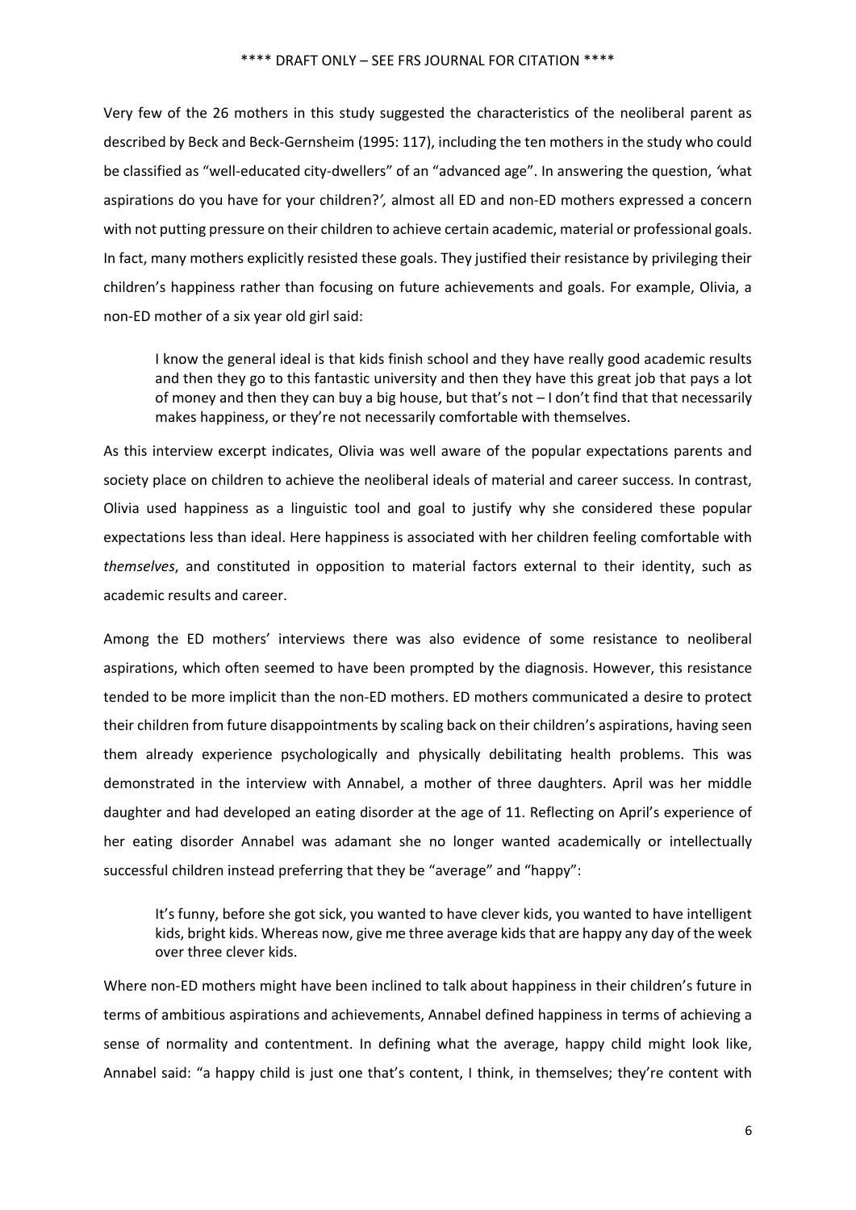Very few of the 26 mothers in this study suggested the characteristics of the neoliberal parent as described by Beck and Beck-Gernsheim (1995: 117), including the ten mothers in the study who could be classified as "well-educated city-dwellers" of an "advanced age". In answering the question, *'what aspirations do you have for your children?',* almost all ED and non-ED mothers expressed a concern with not putting pressure on their children to achieve certain academic, material or professional goals. In fact, many mothers explicitly resisted these goals. They justified their resistance by privileging their children's happiness rather than focusing on future achievements and goals. For example, Olivia, a non-ED mother of a six year old girl said:

> I know the general ideal is that kids finish school and they have really good academic results and then they go to this fantastic university and then they have this great job that pays a lot of money and then they can buy a big house, but that's not – I don't find that that necessarily makes happiness, or they're not necessarily comfortable with themselves.

As this interview excerpt indicates, Olivia was well aware of the popular expectations parents and society place on children to achieve the neoliberal ideals of material and career success. In contrast, Olivia used happiness as a linguistic tool and goal to justify why she considered these popular expectations less than ideal. Here happiness is associated with her children feeling comfortable with *themselves*, and constituted in opposition to material factors external to their identity, such as academic results and career.

Among the ED mothers' interviews there was also evidence of some resistance to neoliberal aspirations, which often seemed to have been prompted by the diagnosis. However, this resistance tended to be more implicit than the non-ED mothers. ED mothers communicated a desire to protect their children from future disappointments by scaling back on their children's aspirations, having seen them already experience psychologically and physically debilitating health problems. This was demonstrated in the interview with Annabel, a mother of three daughters. April was her middle daughter and had developed an eating disorder at the age of 11. Reflecting on April's experience of her eating disorder Annabel was adamant she no longer wanted academically or intellectually successful children instead preferring that they be "average" and "happy":

> It's funny, before she got sick, you wanted to have clever kids, you wanted to have intelligent kids, bright kids. Whereas now, give me three average kids that are happy any day of the week over three clever kids.

Where non-ED mothers might have been inclined to talk about happiness in their children's future in terms of ambitious aspirations and achievements, Annabel defined happiness in terms of achieving a sense of normality and contentment. In defining what the average, happy child might look like, Annabel said: "a happy child is just one that's content, I think, in themselves; they're content with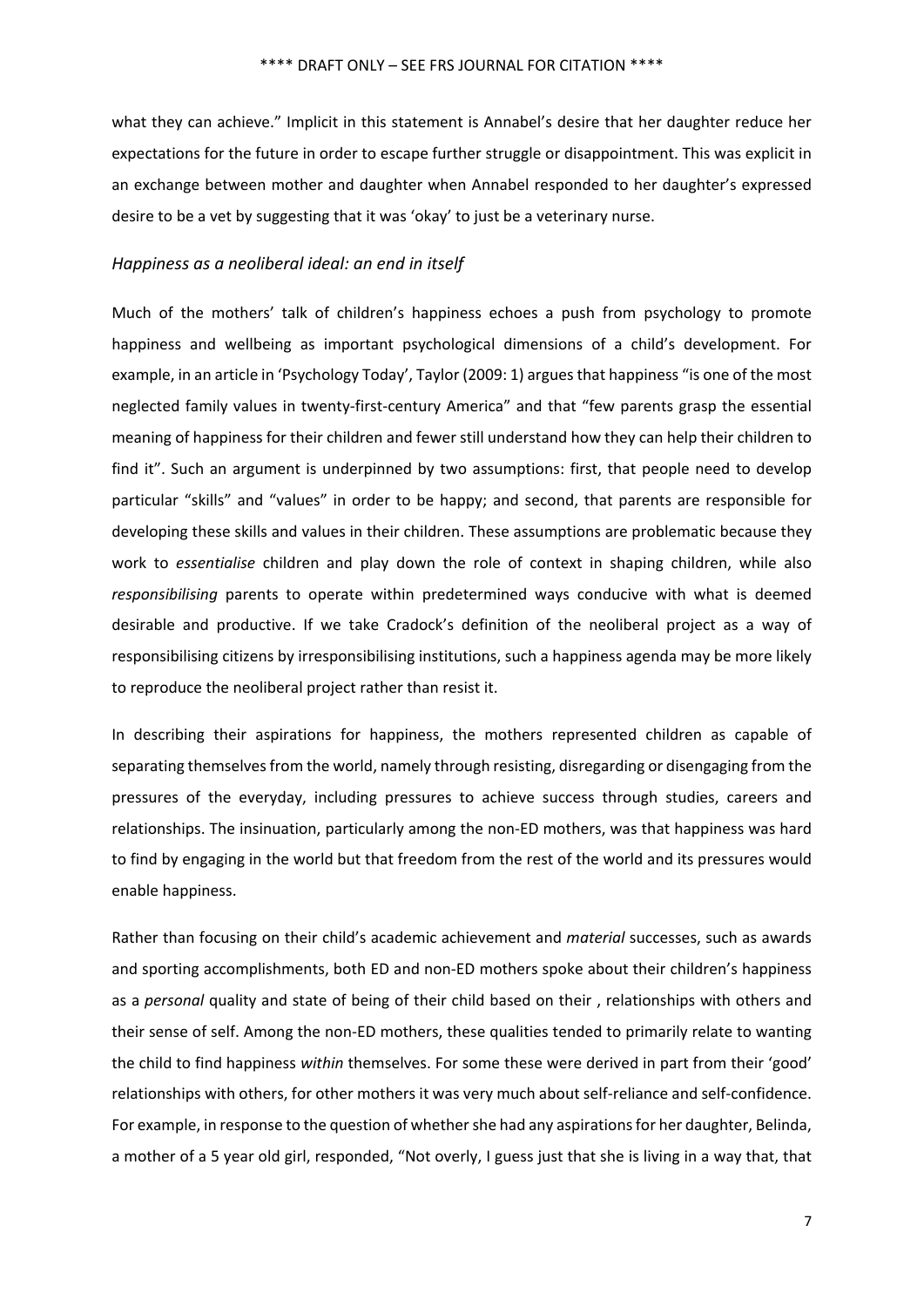what they can achieve." Implicit in this statement is Annabel's desire that her daughter reduce her expectations for the future in order to escape further struggle or disappointment. This was explicit in an exchange between mother and daughter when Annabel responded to her daughter's expressed desire to be a vet by suggesting that it was 'okay' to just be a veterinary nurse.

### *Happiness as a neoliberal ideal: an end in itself*

Much of the mothers' talk of children's happiness echoes a push from psychology to promote happiness and wellbeing as important psychological dimensions of a child's development. For example, in an article in 'Psychology Today', Taylor (2009: 1) argues that happiness "is one of the most neglected family values in twenty-first-century America" and that "few parents grasp the essential meaning of happiness for their children and fewer still understand how they can help their children to find it". Such an argument is underpinned by two assumptions: first, that people need to develop particular "skills" and "values" in order to be happy; and second, that parents are responsible for developing these skills and values in their children. These assumptions are problematic because they work to *essentialise* children and play down the role of context in shaping children, while also *responsibilising* parents to operate within predetermined ways conducive with what is deemed desirable and productive. If we take Cradock's definition of the neoliberal project as a way of responsibilising citizens by irresponsibilising institutions, such a happiness agenda may be more likely to reproduce the neoliberal project rather than resist it.

In describing their aspirations for happiness, the mothers represented children as capable of separating themselves from the world, namely through resisting, disregarding or disengaging from the pressures of the everyday, including pressures to achieve success through studies, careers and relationships. The insinuation, particularly among the non-ED mothers, was that happiness was hard to find by engaging in the world but that freedom from the rest of the world and its pressures would enable happiness.

Rather than focusing on their child's academic achievement and *material* successes, such as awards and sporting accomplishments, both ED and non-ED mothers spoke about their children's happiness as a *personal* quality and state of being of their child based on their , relationships with others and their sense of self. Among the non-ED mothers, these qualities tended to primarily relate to wanting the child to find happiness *within* themselves. For some these were derived in part from their 'good' relationships with others, for other mothers it was very much about self-reliance and self-confidence. For example, in response to the question of whether she had any aspirations for her daughter, Belinda, a mother of a 5 year old girl, responded, "Not overly, I guess just that she is living in a way that, that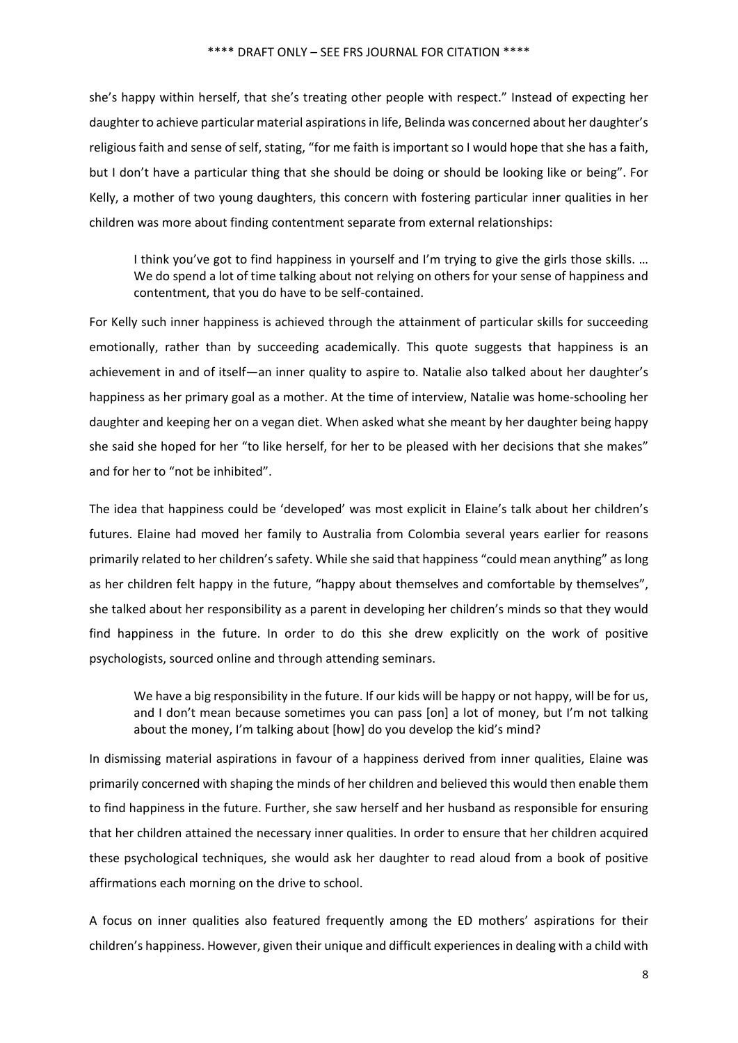she's happy within herself, that she's treating other people with respect." Instead of expecting her daughter to achieve particular material aspirations in life, Belinda was concerned about her daughter's religious faith and sense of self, stating, "for me faith is important so I would hope that she has a faith, but I don't have a particular thing that she should be doing or should be looking like or being". For Kelly, a mother of two young daughters, this concern with fostering particular inner qualities in her children was more about finding contentment separate from external relationships:

> I think you've got to find happiness in yourself and I'm trying to give the girls those skills. … We do spend a lot of time talking about not relying on others for your sense of happiness and contentment, that you do have to be self-contained.

For Kelly such inner happiness is achieved through the attainment of particular skills for succeeding emotionally, rather than by succeeding academically. This quote suggests that happiness is an achievement in and of itself—an inner quality to aspire to. Natalie also talked about her daughter's happiness as her primary goal as a mother. At the time of interview, Natalie was home-schooling her daughter and keeping her on a vegan diet. When asked what she meant by her daughter being happy she said she hoped for her "to like herself, for her to be pleased with her decisions that she makes" and for her to "not be inhibited".

The idea that happiness could be 'developed' was most explicit in Elaine's talk about her children's futures. Elaine had moved her family to Australia from Colombia several years earlier for reasons primarily related to her children's safety. While she said that happiness "could mean anything" as long as her children felt happy in the future, "happy about themselves and comfortable by themselves", she talked about her responsibility as a parent in developing her children's minds so that they would find happiness in the future. In order to do this she drew explicitly on the work of positive psychologists, sourced online and through attending seminars.

> We have a big responsibility in the future. If our kids will be happy or not happy, will be for us, and I don't mean because sometimes you can pass [on] a lot of money, but I'm not talking about the money, I'm talking about [how] do you develop the kid's mind?

In dismissing material aspirations in favour of a happiness derived from inner qualities, Elaine was primarily concerned with shaping the minds of her children and believed this would then enable them to find happiness in the future. Further, she saw herself and her husband as responsible for ensuring that her children attained the necessary inner qualities. In order to ensure that her children acquired these psychological techniques, she would ask her daughter to read aloud from a book of positive affirmations each morning on the drive to school.

A focus on inner qualities also featured frequently among the ED mothers' aspirations for their children's happiness. However, given their unique and difficult experiences in dealing with a child with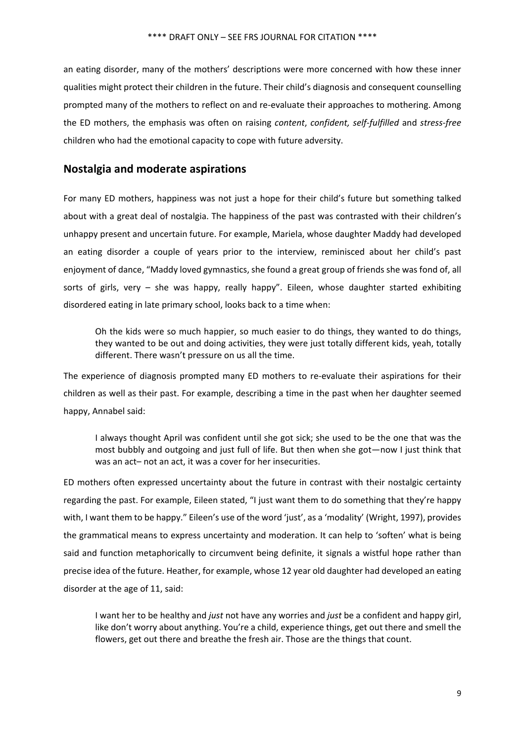an eating disorder, many of the mothers' descriptions were more concerned with how these inner qualities might protect their children in the future. Their child's diagnosis and consequent counselling prompted many of the mothers to reflect on and re-evaluate their approaches to mothering. Among the ED mothers, the emphasis was often on raising *content*, *confident, self-fulfilled* and *stress-free* children who had the emotional capacity to cope with future adversity.

## Nostalgia and moderate aspirations

For many ED mothers, happiness was not just a hope for their child's future but something talked about with a great deal of nostalgia. The happiness of the past was contrasted with their children's unhappy present and uncertain future. For example, Mariela, whose daughter Maddy had developed an eating disorder a couple of years prior to the interview, reminisced about her child's past enjoyment of dance, "Maddy loved gymnastics, she found a great group of friends she was fond of, all sorts of girls, very – she was happy, really happy". Eileen, whose daughter started exhibiting disordered eating in late primary school, looks back to a time when:

> Oh the kids were so much happier, so much easier to do things, they wanted to do things, they wanted to be out and doing activities, they were just totally different kids, yeah, totally different. There wasn't pressure on us all the time.

The experience of diagnosis prompted many ED mothers to re-evaluate their aspirations for their children as well as their past. For example, describing a time in the past when her daughter seemed happy, Annabel said:

> I always thought April was confident until she got sick; she used to be the one that was the most bubbly and outgoing and just full of life. But then when she got—now I just think that was an act– not an act, it was a cover for her insecurities.

ED mothers often expressed uncertainty about the future in contrast with their nostalgic certainty regarding the past. For example, Eileen stated, "I just want them to do something that they're happy with, I want them to be happy." Eileen's use of the word 'just', as a 'modality' (Wright, 1997), provides the grammatical means to express uncertainty and moderation. It can help to 'soften' what is being said and function metaphorically to circumvent being definite, it signals a wistful hope rather than precise idea of the future. Heather, for example, whose 12 year old daughter had developed an eating disorder at the age of 11, said:

> I want her to be healthy and *just* not have any worries and *just* be a confident and happy girl, like don't worry about anything. You're a child, experience things, get out there and smell the flowers, get out there and breathe the fresh air. Those are the things that count.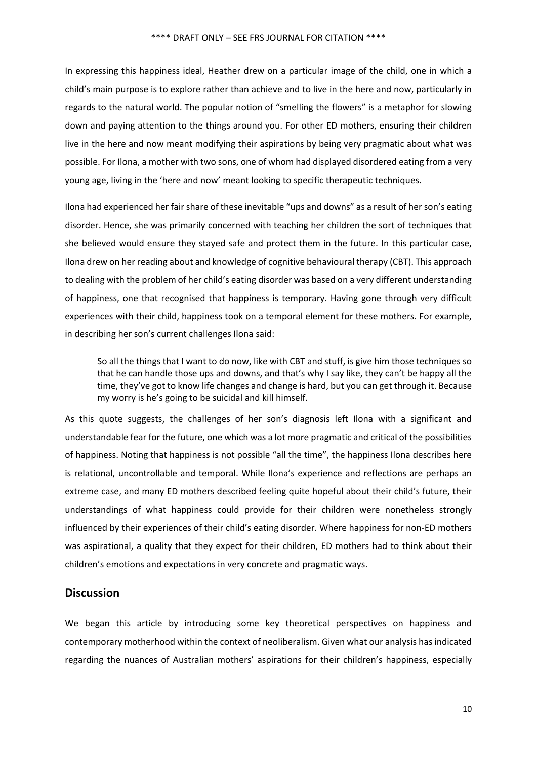In expressing this happiness ideal, Heather drew on a particular image of the child, one in which a child's main purpose is to explore rather than achieve and to live in the here and now, particularly in regards to the natural world. The popular notion of "smelling the flowers" is a metaphor for slowing down and paying attention to the things around you. For other ED mothers, ensuring their children live in the here and now meant modifying their aspirations by being very pragmatic about what was possible. For Ilona, a mother with two sons, one of whom had displayed disordered eating from a very young age, living in the 'here and now' meant looking to specific therapeutic techniques.

Ilona had experienced her fair share of these inevitable "ups and downs" as a result of her son's eating disorder. Hence, she was primarily concerned with teaching her children the sort of techniques that she believed would ensure they stayed safe and protect them in the future. In this particular case, Ilona drew on her reading about and knowledge of cognitive behavioural therapy (CBT). This approach to dealing with the problem of her child's eating disorder was based on a very different understanding of happiness, one that recognised that happiness is temporary. Having gone through very difficult experiences with their child, happiness took on a temporal element for these mothers. For example, in describing her son's current challenges Ilona said:

> So all the things that I want to do now, like with CBT and stuff, is give him those techniques so that he can handle those ups and downs, and that's why I say like, they can't be happy all the time, they've got to know life changes and change is hard, but you can get through it. Because my worry is he's going to be suicidal and kill himself.

As this quote suggests, the challenges of her son's diagnosis left Ilona with a significant and understandable fear for the future, one which was a lot more pragmatic and critical of the possibilities of happiness. Noting that happiness is not possible "all the time", the happiness Ilona describes here is relational, uncontrollable and temporal. While Ilona's experience and reflections are perhaps an extreme case, and many ED mothers described feeling quite hopeful about their child's future, their understandings of what happiness could provide for their children were nonetheless strongly influenced by their experiences of their child's eating disorder. Where happiness for non-ED mothers was aspirational, a quality that they expect for their children, ED mothers had to think about their children's emotions and expectations in very concrete and pragmatic ways.

## Discussion

We began this article by introducing some key theoretical perspectives on happiness and contemporary motherhood within the context of neoliberalism. Given what our analysis has indicated regarding the nuances of Australian mothers' aspirations for their children's happiness, especially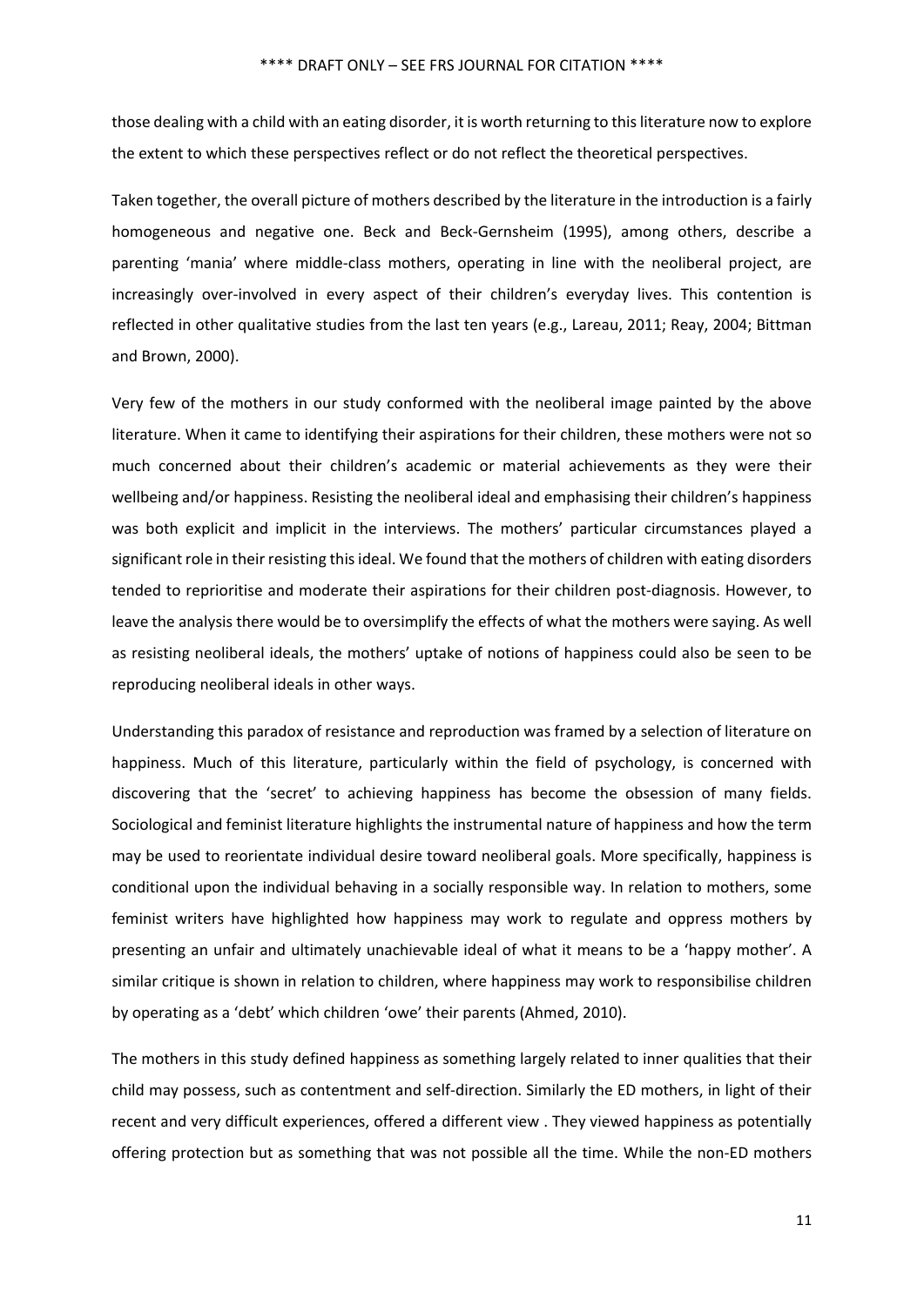those dealing with a child with an eating disorder, it is worth returning to this literature now to explore the extent to which these perspectives reflect or do not reflect the theoretical perspectives.

Taken together, the overall picture of mothers described by the literature in the introduction is a fairly homogeneous and negative one. Beck and Beck-Gernsheim (1995), among others, describe a parenting 'mania' where middle-class mothers, operating in line with the neoliberal project, are increasingly over-involved in every aspect of their children's everyday lives. This contention is reflected in other qualitative studies from the last ten years (e.g., Lareau, 2011; Reay, 2004; Bittman and Brown, 2000).

Very few of the mothers in our study conformed with the neoliberal image painted by the above literature. When it came to identifying their aspirations for their children, these mothers were not so much concerned about their children's academic or material achievements as they were their wellbeing and/or happiness. Resisting the neoliberal ideal and emphasising their children's happiness was both explicit and implicit in the interviews. The mothers' particular circumstances played a significant role in their resisting this ideal. We found that the mothers of children with eating disorders tended to reprioritise and moderate their aspirations for their children post-diagnosis. However, to leave the analysis there would be to oversimplify the effects of what the mothers were saying. As well as resisting neoliberal ideals, the mothers' uptake of notions of happiness could also be seen to be reproducing neoliberal ideals in other ways.

Understanding this paradox of resistance and reproduction was framed by a selection of literature on happiness. Much of this literature, particularly within the field of psychology, is concerned with discovering that the 'secret' to achieving happiness has become the obsession of many fields. Sociological and feminist literature highlights the instrumental nature of happiness and how the term may be used to reorientate individual desire toward neoliberal goals. More specifically, happiness is conditional upon the individual behaving in a socially responsible way. In relation to mothers, some feminist writers have highlighted how happiness may work to regulate and oppress mothers by presenting an unfair and ultimately unachievable ideal of what it means to be a 'happy mother'. A similar critique is shown in relation to children, where happiness may work to responsibilise children by operating as a 'debt' which children 'owe' their parents (Ahmed, 2010).

The mothers in this study defined happiness as something largely related to inner qualities that their child may possess, such as contentment and self-direction. Similarly the ED mothers, in light of their recent and very difficult experiences, offered a different view . They viewed happiness as potentially offering protection but as something that was not possible all the time. While the non-ED mothers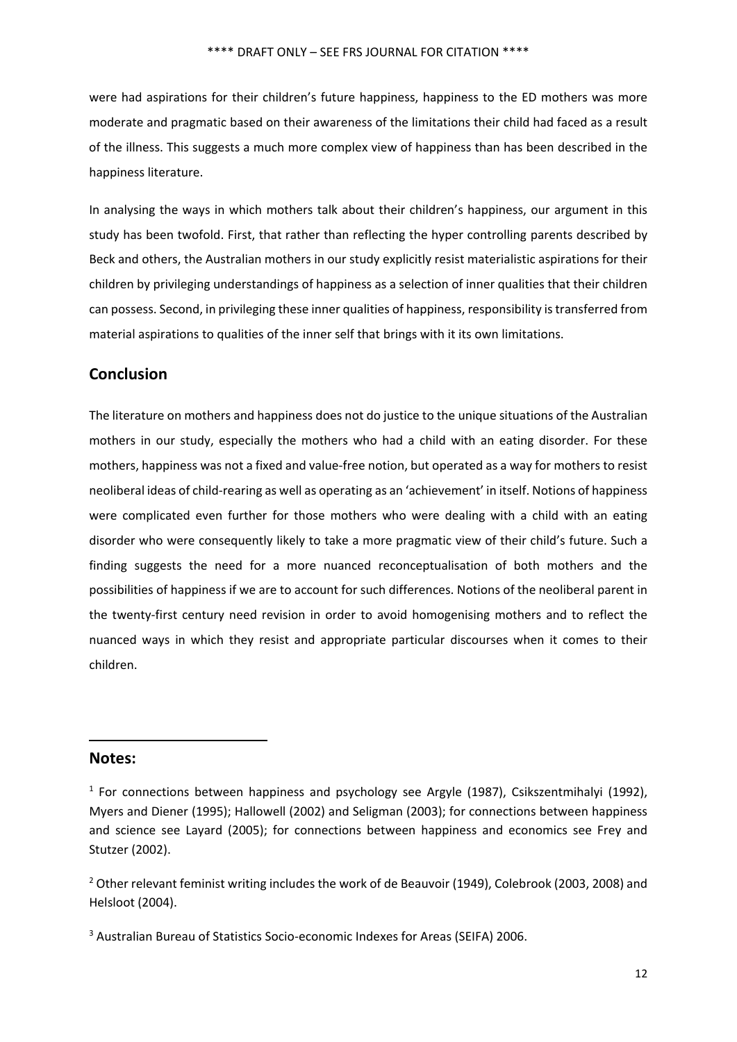were had aspirations for their children's future happiness, happiness to the ED mothers was more moderate and pragmatic based on their awareness of the limitations their child had faced as a result of the illness. This suggests a much more complex view of happiness than has been described in the happiness literature.

In analysing the ways in which mothers talk about their children's happiness, our argument in this study has been twofold. First, that rather than reflecting the hyper controlling parents described by Beck and others, the Australian mothers in our study explicitly resist materialistic aspirations for their children by privileging understandings of happiness as a selection of inner qualities that their children can possess. Second, in privileging these inner qualities of happiness, responsibility is transferred from material aspirations to qualities of the inner self that brings with it its own limitations.

## Conclusion

The literature on mothers and happiness does not do justice to the unique situations of the Australian mothers in our study, especially the mothers who had a child with an eating disorder. For these mothers, happiness was not a fixed and value-free notion, but operated as a way for mothers to resist neoliberal ideas of child-rearing as well as operating as an 'achievement' in itself. Notions of happiness were complicated even further for those mothers who were dealing with a child with an eating disorder who were consequently likely to take a more pragmatic view of their child's future. Such a finding suggests the need for a more nuanced reconceptualisation of both mothers and the possibilities of happiness if we are to account for such differences. Notions of the neoliberal parent in the twenty-first century need revision in order to avoid homogenising mothers and to reflect the nuanced ways in which they resist and appropriate particular discourses when it comes to their children.

## Notes:

[1] For connections between happiness and psychology see Argyle (1987), Csikszentmihalyi (1992), Myers and Diener (1995); Hallowell (2002) and Seligman (2003); for connections between happiness and science see Layard (2005); for connections between happiness and economics see Frey and Stutzer (2002).

[2] Other relevant feminist writing includes the work of de Beauvoir (1949), Colebrook (2003, 2008) and Helsloot (2004).

[3] Australian Bureau of Statistics Socio-economic Indexes for Areas (SEIFA) 2006.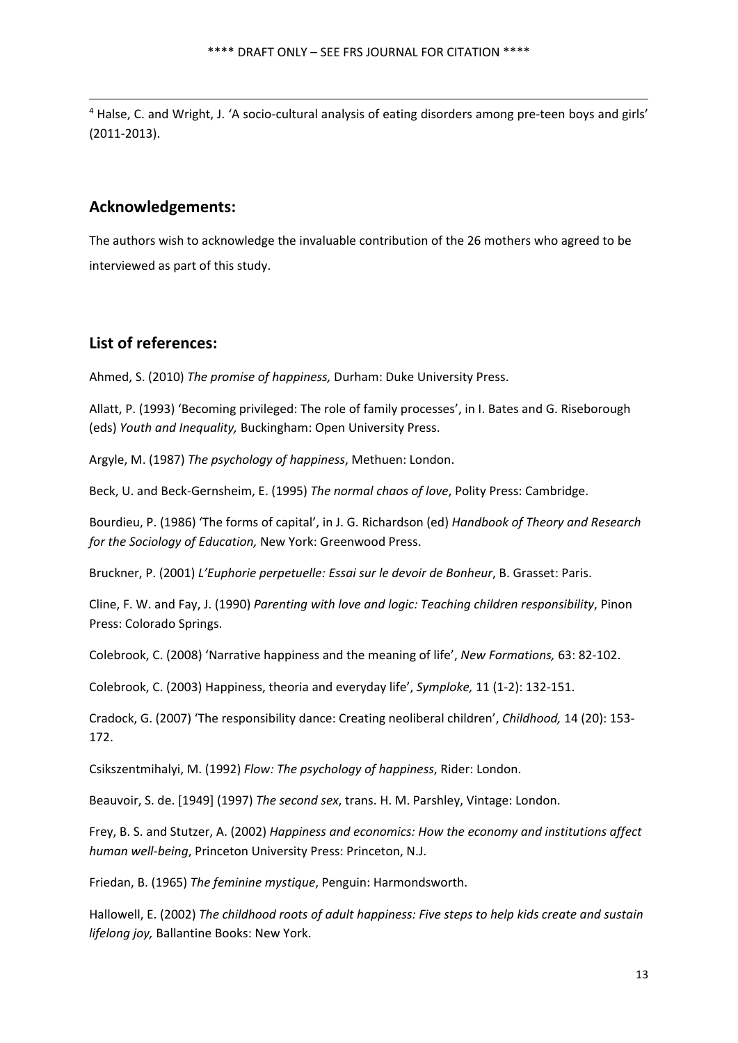[4] Halse, C. and Wright, J. 'A socio-cultural analysis of eating disorders among pre-teen boys and girls' (2011-2013).

## Acknowledgements:

The authors wish to acknowledge the invaluable contribution of the 26 mothers who agreed to be interviewed as part of this study.

## List of references:

Ahmed, S. (2010) *The promise of happiness,* Durham: Duke University Press.

Allatt, P. (1993) 'Becoming privileged: The role of family processes', in I. Bates and G. Riseborough (eds) *Youth and Inequality,* Buckingham: Open University Press.

Argyle, M. (1987) *The psychology of happiness*, Methuen: London.

Beck, U. and Beck-Gernsheim, E. (1995) *The normal chaos of love*, Polity Press: Cambridge.

Bourdieu, P. (1986) 'The forms of capital', in J. G. Richardson (ed) *Handbook of Theory and Research for the Sociology of Education,* New York: Greenwood Press.

Bruckner, P. (2001) *L'Euphorie perpetuelle: Essai sur le devoir de Bonheur*, B. Grasset: Paris.

Cline, F. W. and Fay, J. (1990) *Parenting with love and logic: Teaching children responsibility*, Pinon Press: Colorado Springs.

Colebrook, C. (2008) 'Narrative happiness and the meaning of life', *New Formations,* 63: 82-102.

Colebrook, C. (2003) Happiness, theoria and everyday life', *Symploke,* 11 (1-2): 132-151.

Cradock, G. (2007) 'The responsibility dance: Creating neoliberal children', *Childhood,* 14 (20): 153-172.

Csikszentmihalyi, M. (1992) *Flow: The psychology of happiness*, Rider: London.

Beauvoir, S. de. [1949] (1997) *The second sex*, trans. H. M. Parshley, Vintage: London.

Frey, B. S. and Stutzer, A. (2002) *Happiness and economics: How the economy and institutions affect human well-being*, Princeton University Press: Princeton, N.J.

Friedan, B. (1965) *The feminine mystique*, Penguin: Harmondsworth.

Hallowell, E. (2002) *The childhood roots of adult happiness: Five steps to help kids create and sustain lifelong joy,* Ballantine Books: New York.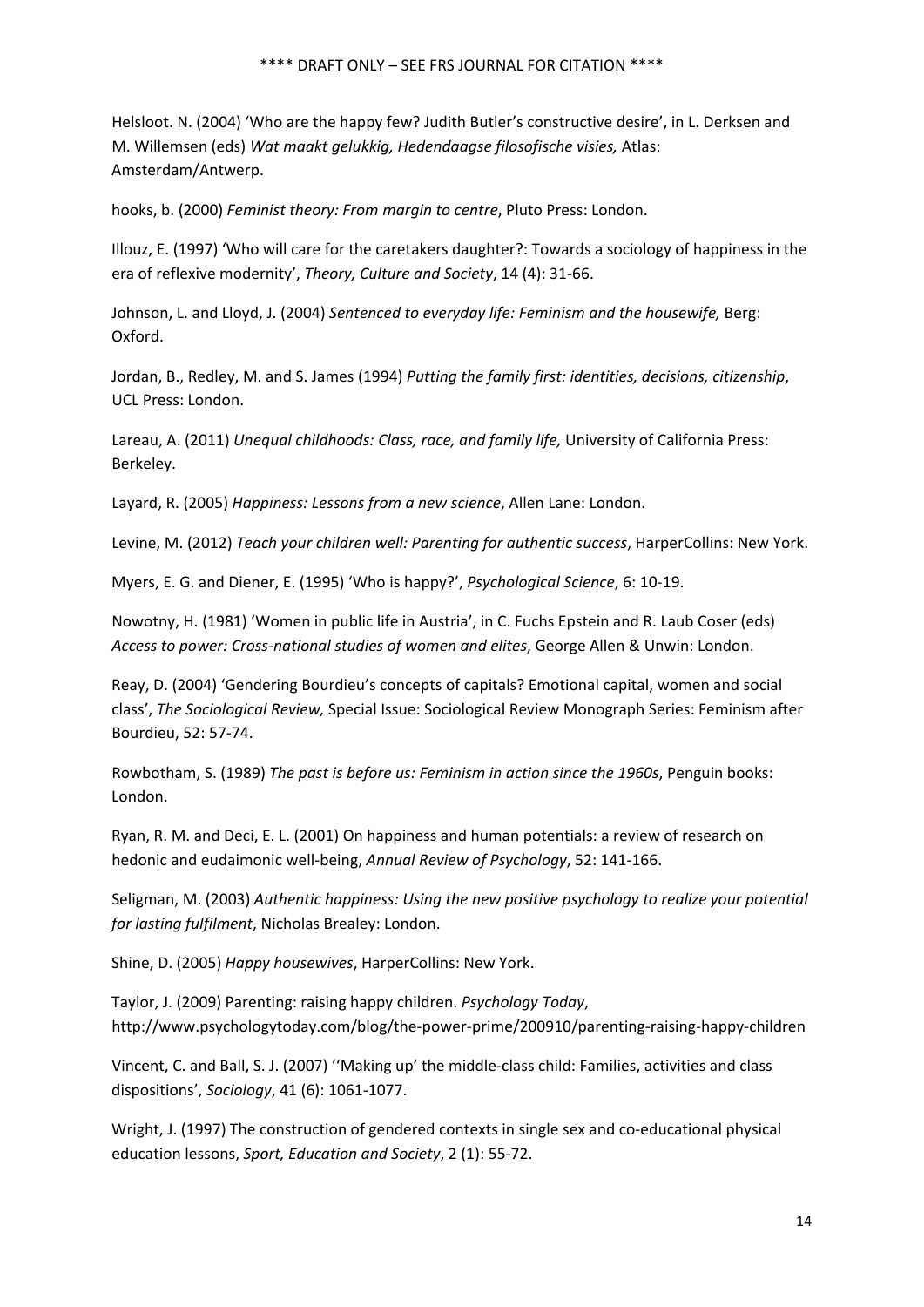Helsloot. N. (2004) 'Who are the happy few? Judith Butler's constructive desire', in L. Derksen and M. Willemsen (eds) *Wat maakt gelukkig, Hedendaagse filosofische visies,* Atlas: Amsterdam/Antwerp.

hooks, b. (2000) *Feminist theory: From margin to centre*, Pluto Press: London.

Illouz, E. (1997) 'Who will care for the caretakers daughter?: Towards a sociology of happiness in the era of reflexive modernity', *Theory, Culture and Society*, 14 (4): 31-66.

Johnson, L. and Lloyd, J. (2004) *Sentenced to everyday life: Feminism and the housewife,* Berg: Oxford.

Jordan, B., Redley, M. and S. James (1994) *Putting the family first: identities, decisions, citizenship*, UCL Press: London.

Lareau, A. (2011) *Unequal childhoods: Class, race, and family life,* University of California Press: Berkeley.

Layard, R. (2005) *Happiness: Lessons from a new science*, Allen Lane: London.

Levine, M. (2012) *Teach your children well: Parenting for authentic success*, HarperCollins: New York.

Myers, E. G. and Diener, E. (1995) 'Who is happy?', *Psychological Science*, 6: 10-19.

Nowotny, H. (1981) 'Women in public life in Austria', in C. Fuchs Epstein and R. Laub Coser (eds) *Access to power: Cross-national studies of women and elites*, George Allen & Unwin: London.

Reay, D. (2004) 'Gendering Bourdieu's concepts of capitals? Emotional capital, women and social class', *The Sociological Review,* Special Issue: Sociological Review Monograph Series: Feminism after Bourdieu, 52: 57-74.

Rowbotham, S. (1989) *The past is before us: Feminism in action since the 1960s*, Penguin books: London.

Ryan, R. M. and Deci, E. L. (2001) On happiness and human potentials: a review of research on hedonic and eudaimonic well-being, *Annual Review of Psychology*, 52: 141-166.

Seligman, M. (2003) *Authentic happiness: Using the new positive psychology to realize your potential for lasting fulfilment*, Nicholas Brealey: London.

Shine, D. (2005) *Happy housewives*, HarperCollins: New York.

Taylor, J. (2009) Parenting: raising happy children. *Psychology Today*, http://www.psychologytoday.com/blog/the-power-prime/200910/parenting-raising-happy-children

Vincent, C. and Ball, S. J. (2007) ''Making up' the middle-class child: Families, activities and class dispositions', *Sociology*, 41 (6): 1061-1077.

Wright, J. (1997) The construction of gendered contexts in single sex and co-educational physical education lessons, *Sport, Education and Society*, 2 (1): 55-72.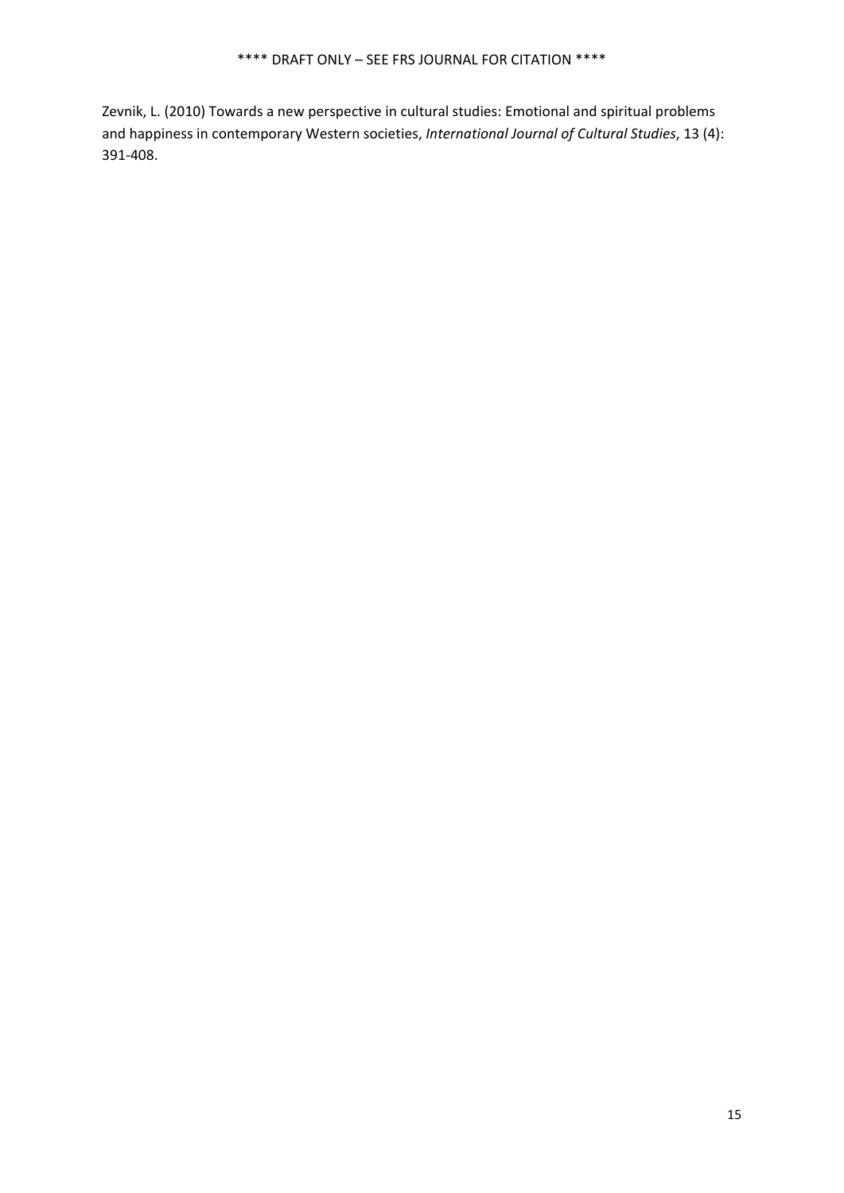Zevnik, L. (2010) Towards a new perspective in cultural studies: Emotional and spiritual problems and happiness in contemporary Western societies, *International Journal of Cultural Studies*, 13 (4): 391-408.